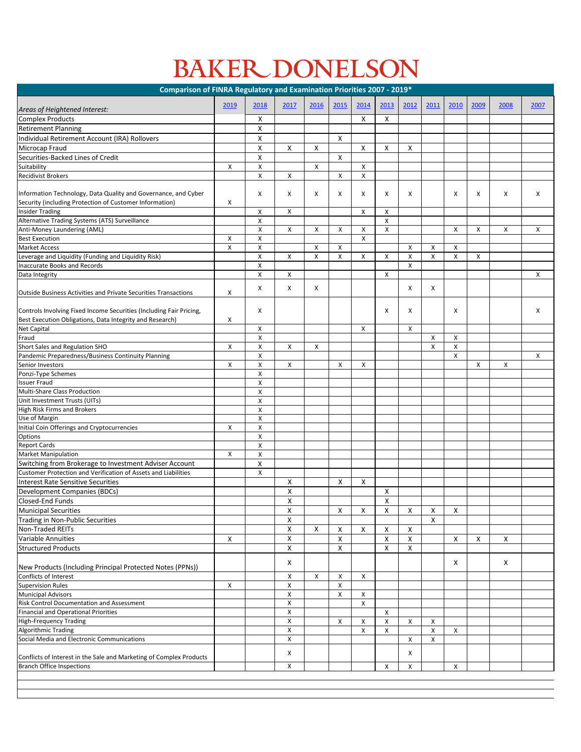# BAKER DONELSON

| Comparison of FINRA Regulatory and Examination Priorities 2007 - 2019* | | | | | | | | | | | | | |
|---|---|---|---|---|---|---|---|---|---|---|---|---|---|
| *Areas of Heightened Interest:* | 2019 | 2018 | 2017 | 2016 | 2015 | 2014 | 2013 | 2012 | 2011 | 2010 | 2009 | 2008 | 2007 |
| Complex Products | | X | | | | X | X | | | | | | |
| Retirement Planning | | X | | | | | | | | | | | |
| Individual Retirement Account (IRA) Rollovers | | X | | | X | | | | | | | | |
| Microcap Fraud | | X | X | X | | X | X | X | | | | | |
| Securities-Backed Lines of Credit | | X | | | X | | | | | | | | |
| Suitability | X | X | | X | | X | | | | | | | |
| Recidivist Brokers | | X | X | | X | X | | | | | | | |
| Information Technology, Data Quality and Governance, and Cyber Security (including Protection of Customer Information) | X | X | X | X | X | X | X | X | | X | X | X | X |
| Insider Trading | | X | X | | | X | X | | | | | | |
| Alternative Trading Systems (ATS) Surveillance | | X | | | | | X | | | | | | |
| Anti-Money Laundering (AML) | | X | X | X | X | X | X | | | X | X | X | X |
| Best Execution | X | X | | | | X | | | | | | | |
| Market Access | X | X | | X | X | | | X | X | X | | | |
| Leverage and Liquidity (Funding and Liquidity Risk) | | X | X | X | X | X | X | X | X | X | X | | |
| Inaccurate Books and Records | | X | | | | | | X | | | | | |
| Data Integrity | | X | X | | | | X | | | | | | X |
| Outside Business Activities and Private Securities Transactions | X | X | X | X | | | | X | X | | | | |
| Controls Involving Fixed Income Securities (Including Fair Pricing, Best Execution Obligations, Data Integrity and Research) | X | X | | | | | X | X | | X | | | X |
| Net Capital | | X | | | | X | | X | | | | | |
| Fraud | | X | | | | | | | X | X | | | |
| Short Sales and Regulation SHO | X | X | X | X | | | | | X | X | | | |
| Pandemic Preparedness/Business Continuity Planning | | X | | | | | | | | X | | | X |
| Senior Investors | X | X | X | | X | X | | | | | X | X | |
| Ponzi-Type Schemes | | X | | | | | | | | | | | |
| Issuer Fraud | | X | | | | | | | | | | | |
| Multi-Share Class Production | | X | | | | | | | | | | | |
| Unit Investment Trusts (UITs) | | X | | | | | | | | | | | |
| High Risk Firms and Brokers | | X | | | | | | | | | | | |
| Use of Margin | | X | | | | | | | | | | | |
| Initial Coin Offerings and Cryptocurrencies | X | X | | | | | | | | | | | |
| Options | | X | | | | | | | | | | | |
| Report Cards | | X | | | | | | | | | | | |
| Market Manipulation | X | X | | | | | | | | | | | |
| Switching from Brokerage to Investment Adviser Account | | X | | | | | | | | | | | |
| Customer Protection and Verification of Assets and Liabilities | | X | | | | | | | | | | | |
| Interest Rate Sensitive Securities | | | X | | X | X | | | | | | | |
| Development Companies (BDCs) | | | X | | | | X | | | | | | |
| Closed-End Funds | | | X | | | | X | | | | | | |
| Municipal Securities | | | X | | X | X | X | X | X | X | | | |
| Trading in Non-Public Securities | | | X | | | | | | X | | | | |
| Non-Traded REITs | | | X | X | X | X | X | X | | | | | |
| Variable Annuities | X | | X | | X | | X | X | | X | X | X | |
| Structured Products | | | X | | X | | X | X | | | | | |
| New Products (Including Principal Protected Notes (PPNs)) | | | X | | | | | | | X | | X | |
| Conflicts of Interest | | | X | X | X | X | | | | | | | |
| Supervision Rules | X | | X | | X | | | | | | | | |
| Municipal Advisors | | | X | | X | X | | | | | | | |
| Risk Control Documentation and Assessment | | | X | | | X | | | | | | | |
| Financial and Operational Priorities | | | X | | | | X | | | | | | |
| High-Frequency Trading | | | X | | X | X | X | X | X | | | | |
| Algorithmic Trading | | | X | | | X | X | | X | X | | | |
| Social Media and Electronic Communications | | | X | | | | | X | X | | | | |
| Conflicts of Interest in the Sale and Marketing of Complex Products | | | X | | | | | X | | | | | |
| Branch Office Inspections | | | X | | | | X | X | | X | | | |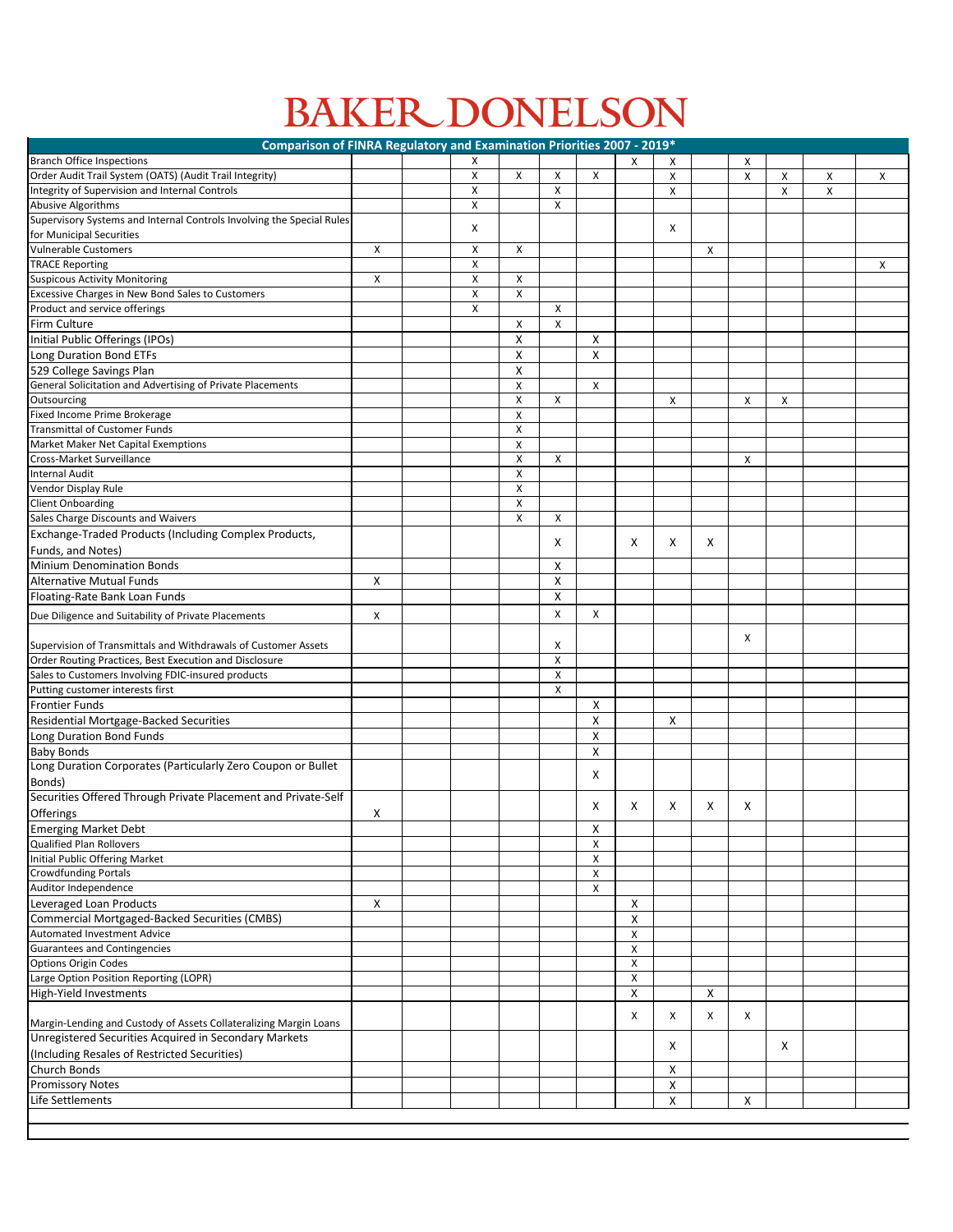# BAKER DONELSON

| Comparison of FINRA Regulatory and Examination Priorities 2007 - 2019* | | | | | | | | | | | | | |
|---|---|---|---|---|---|---|---|---|---|---|---|---|---|
| Branch Office Inspections | | | X | | | | X | X | | X | | | |
| Order Audit Trail System (OATS) (Audit Trail Integrity) | | | X | X | X | X | | X | | X | X | X | X |
| Integrity of Supervision and Internal Controls | | | X | | X | | | X | | | X | X | |
| Abusive Algorithms | | | X | | X | | | | | | | | |
| Supervisory Systems and Internal Controls Involving the Special Rules for Municipal Securities | | | X | | | | | X | | | | | |
| Vulnerable Customers | X | | X | X | | | | | X | | | | |
| TRACE Reporting | | | X | | | | | | | | | | X |
| Suspicous Activity Monitoring | X | | X | X | | | | | | | | | |
| Excessive Charges in New Bond Sales to Customers | | | X | X | | | | | | | | | |
| Product and service offerings | | | X | | X | | | | | | | | |
| Firm Culture | | | | X | X | | | | | | | | |
| Initial Public Offerings (IPOs) | | | | X | | X | | | | | | | |
| Long Duration Bond ETFs | | | | X | | X | | | | | | | |
| 529 College Savings Plan | | | | X | | | | | | | | | |
| General Solicitation and Advertising of Private Placements | | | | X | | X | | | | | | | |
| Outsourcing | | | | X | X | | | X | | X | X | | |
| Fixed Income Prime Brokerage | | | | X | | | | | | | | | |
| Transmittal of Customer Funds | | | | X | | | | | | | | | |
| Market Maker Net Capital Exemptions | | | | X | | | | | | | | | |
| Cross-Market Surveillance | | | | X | X | | | | | X | | | |
| Internal Audit | | | | X | | | | | | | | | |
| Vendor Display Rule | | | | X | | | | | | | | | |
| Client Onboarding | | | | X | | | | | | | | | |
| Sales Charge Discounts and Waivers | | | | X | X | | | | | | | | |
| Exchange-Traded Products (Including Complex Products, Funds, and Notes) | | | | | X | | X | X | X | | | | |
| Minium Denomination Bonds | | | | | X | | | | | | | | |
| Alternative Mutual Funds | X | | | | X | | | | | | | | |
| Floating-Rate Bank Loan Funds | | | | | X | | | | | | | | |
| Due Diligence and Suitability of Private Placements | X | | | | X | X | | | | | | | |
| Supervision of Transmittals and Withdrawals of Customer Assets | | | | | X | | | | | X | | | |
| Order Routing Practices, Best Execution and Disclosure | | | | | X | | | | | | | | |
| Sales to Customers Involving FDIC-insured products | | | | | X | | | | | | | | |
| Putting customer interests first | | | | | X | | | | | | | | |
| Frontier Funds | | | | | | X | | | | | | | |
| Residential Mortgage-Backed Securities | | | | | | X | | X | | | | | |
| Long Duration Bond Funds | | | | | | X | | | | | | | |
| Baby Bonds | | | | | | X | | | | | | | |
| Long Duration Corporates (Particularly Zero Coupon or Bullet Bonds) | | | | | | X | | | | | | | |
| Securities Offered Through Private Placement and Private-Self Offerings | X | | | | | X | X | X | X | X | | | |
| Emerging Market Debt | | | | | | X | | | | | | | |
| Qualified Plan Rollovers | | | | | | X | | | | | | | |
| Initial Public Offering Market | | | | | | X | | | | | | | |
| Crowdfunding Portals | | | | | | X | | | | | | | |
| Auditor Independence | | | | | | X | | | | | | | |
| Leveraged Loan Products | X | | | | | | X | | | | | | |
| Commercial Mortgaged-Backed Securities (CMBS) | | | | | | | X | | | | | | |
| Automated Investment Advice | | | | | | | X | | | | | | |
| Guarantees and Contingencies | | | | | | | X | | | | | | |
| Options Origin Codes | | | | | | | X | | | | | | |
| Large Option Position Reporting (LOPR) | | | | | | | X | | | | | | |
| High-Yield Investments | | | | | | | X | | X | | | | |
| Margin-Lending and Custody of Assets Collateralizing Margin Loans | | | | | | | X | X | X | X | | | |
| Unregistered Securities Acquired in Secondary Markets (Including Resales of Restricted Securities) | | | | | | | | X | | | X | | |
| Church Bonds | | | | | | | | X | | | | | |
| Promissory Notes | | | | | | | | X | | | | | |
| Life Settlements | | | | | | | | X | | X | | | |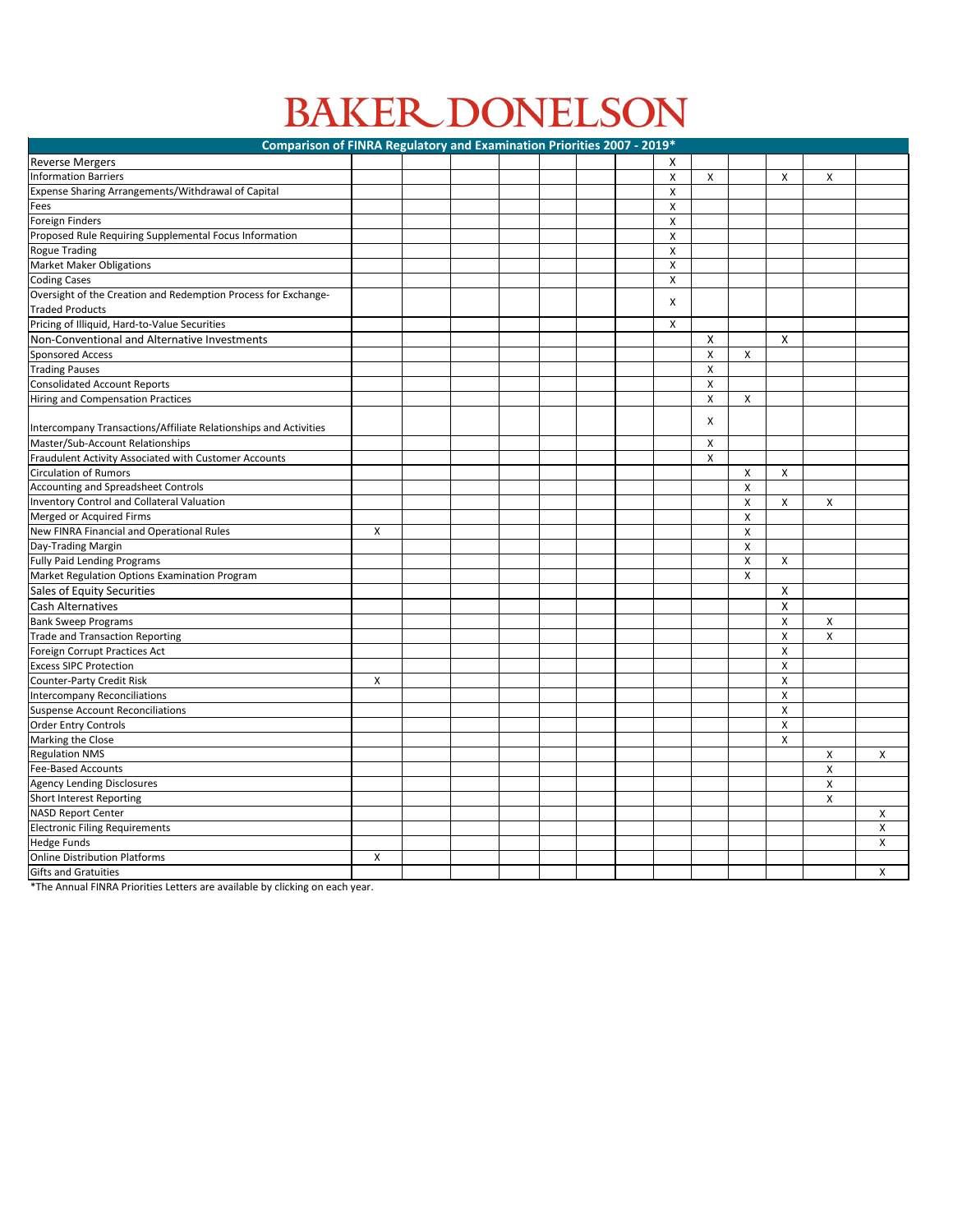# BAKER DONELSON

**Comparison of FINRA Regulatory and Examination Priorities 2007 - 2019***

| | | | | | | | | | | | | | |
|---|---|---|---|---|---|---|---|---|---|---|---|---|---|
| Reverse Mergers | | | | | | | | X | | | | | |
| Information Barriers | | | | | | | | X | X | | X | X | |
| Expense Sharing Arrangements/Withdrawal of Capital | | | | | | | | X | | | | | |
| Fees | | | | | | | | X | | | | | |
| Foreign Finders | | | | | | | | X | | | | | |
| Proposed Rule Requiring Supplemental Focus Information | | | | | | | | X | | | | | |
| Rogue Trading | | | | | | | | X | | | | | |
| Market Maker Obligations | | | | | | | | X | | | | | |
| Coding Cases | | | | | | | | X | | | | | |
| Oversight of the Creation and Redemption Process for Exchange-Traded Products | | | | | | | | X | | | | | |
| Pricing of Illiquid, Hard-to-Value Securities | | | | | | | | X | | | | | |
| Non-Conventional and Alternative Investments | | | | | | | | | X | | X | | |
| Sponsored Access | | | | | | | | | X | X | | | |
| Trading Pauses | | | | | | | | | X | | | | |
| Consolidated Account Reports | | | | | | | | | X | | | | |
| Hiring and Compensation Practices | | | | | | | | | X | X | | | |
| Intercompany Transactions/Affiliate Relationships and Activities | | | | | | | | | X | | | | |
| Master/Sub-Account Relationships | | | | | | | | | X | | | | |
| Fraudulent Activity Associated with Customer Accounts | | | | | | | | | X | | | | |
| Circulation of Rumors | | | | | | | | | | X | X | | |
| Accounting and Spreadsheet Controls | | | | | | | | | | X | | | |
| Inventory Control and Collateral Valuation | | | | | | | | | | X | X | X | |
| Merged or Acquired Firms | | | | | | | | | | X | | | |
| New FINRA Financial and Operational Rules | X | | | | | | | | | X | | | |
| Day-Trading Margin | | | | | | | | | | X | | | |
| Fully Paid Lending Programs | | | | | | | | | | X | X | | |
| Market Regulation Options Examination Program | | | | | | | | | | X | | | |
| Sales of Equity Securities | | | | | | | | | | | X | | |
| Cash Alternatives | | | | | | | | | | | X | | |
| Bank Sweep Programs | | | | | | | | | | | X | X | |
| Trade and Transaction Reporting | | | | | | | | | | | X | X | |
| Foreign Corrupt Practices Act | | | | | | | | | | | X | | |
| Excess SIPC Protection | | | | | | | | | | | X | | |
| Counter-Party Credit Risk | X | | | | | | | | | | X | | |
| Intercompany Reconciliations | | | | | | | | | | | X | | |
| Suspense Account Reconciliations | | | | | | | | | | | X | | |
| Order Entry Controls | | | | | | | | | | | X | | |
| Marking the Close | | | | | | | | | | | X | | |
| Regulation NMS | | | | | | | | | | | | X | X |
| Fee-Based Accounts | | | | | | | | | | | | X | |
| Agency Lending Disclosures | | | | | | | | | | | | X | |
| Short Interest Reporting | | | | | | | | | | | | X | |
| NASD Report Center | | | | | | | | | | | | | X |
| Electronic Filing Requirements | | | | | | | | | | | | | X |
| Hedge Funds | | | | | | | | | | | | | X |
| Online Distribution Platforms | X | | | | | | | | | | | | |
| Gifts and Gratuities | | | | | | | | | | | | | X |

*The Annual FINRA Priorities Letters are available by clicking on each year.